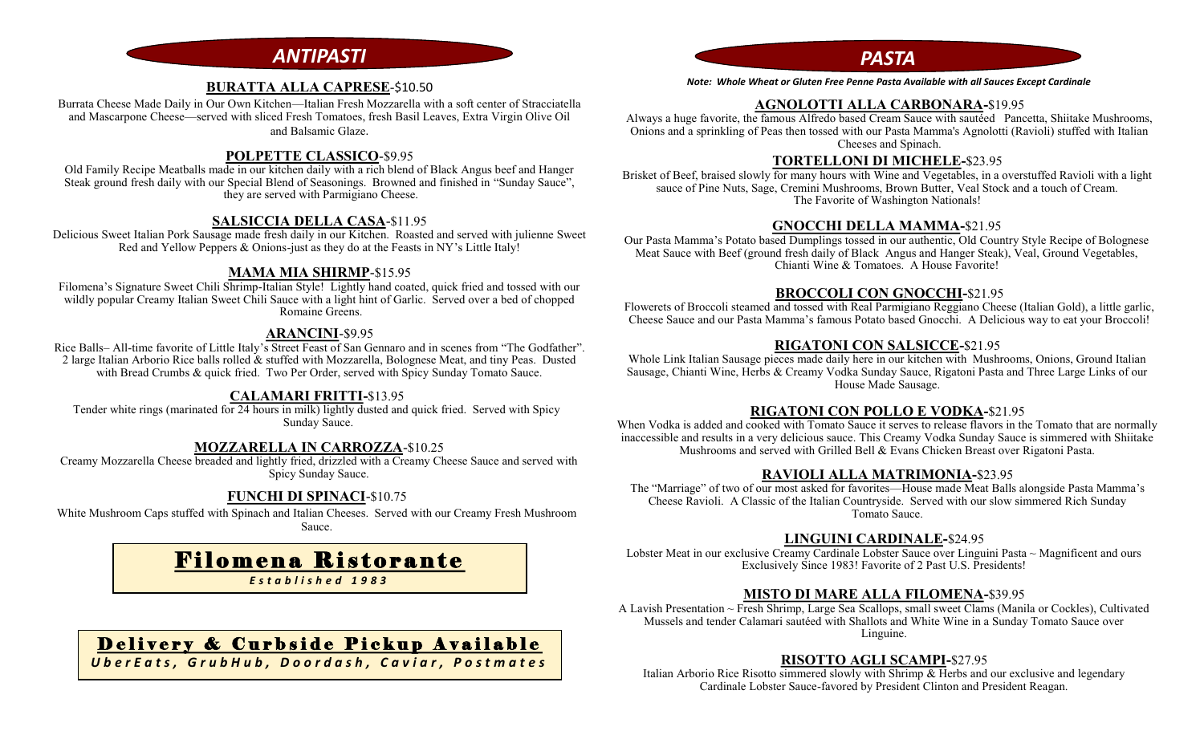## ANTIPASTI

### BURATTA ALLA CAPRESE-$10.50

Burrata Cheese Made Daily in Our Own Kitchen—Italian Fresh Mozzarella with a soft center of Stracciatella and Mascarpone Cheese—served with sliced Fresh Tomatoes, fresh Basil Leaves, Extra Virgin Olive Oil and Balsamic Glaze.

### POLPETTE CLASSICO-$9.95

Old Family Recipe Meatballs made in our kitchen daily with a rich blend of Black Angus beef and Hanger Steak ground fresh daily with our Special Blend of Seasonings. Browned and finished in "Sunday Sauce", they are served with Parmigiano Cheese.

### SALSICCIA DELLA CASA-$11.95

Delicious Sweet Italian Pork Sausage made fresh daily in our Kitchen. Roasted and served with julienne Sweet Red and Yellow Peppers & Onions-just as they do at the Feasts in NY's Little Italy!

### MAMA MIA SHIRMP-$15.95

Filomena's Signature Sweet Chili Shrimp-Italian Style! Lightly hand coated, quick fried and tossed with our wildly popular Creamy Italian Sweet Chili Sauce with a light hint of Garlic. Served over a bed of chopped Romaine Greens.

### ARANCINI-$9.95

Rice Balls– All-time favorite of Little Italy's Street Feast of San Gennaro and in scenes from "The Godfather". 2 large Italian Arborio Rice balls rolled & stuffed with Mozzarella, Bolognese Meat, and tiny Peas. Dusted with Bread Crumbs & quick fried. Two Per Order, served with Spicy Sunday Tomato Sauce.

### CALAMARI FRITTI-$13.95

Tender white rings (marinated for 24 hours in milk) lightly dusted and quick fried. Served with Spicy Sunday Sauce.

### MOZZARELLA IN CARROZZA-$10.25

Creamy Mozzarella Cheese breaded and lightly fried, drizzled with a Creamy Cheese Sauce and served with Spicy Sunday Sauce.

### FUNCHI DI SPINACI-$10.75

White Mushroom Caps stuffed with Spinach and Italian Cheeses. Served with our Creamy Fresh Mushroom Sauce.

# Filomena Ristorante

*Established 1983*

## Delivery & Curbside Pickup Available

*UberEats, GrubHub, Doordash, Caviar, Postmates*

## PASTA

***Note: Whole Wheat or Gluten Free Penne Pasta Available with all Sauces Except Cardinale***

### AGNOLOTTI ALLA CARBONARA-$19.95

Always a huge favorite, the famous Alfredo based Cream Sauce with sautéed Pancetta, Shiitake Mushrooms, Onions and a sprinkling of Peas then tossed with our Pasta Mamma's Agnolotti (Ravioli) stuffed with Italian Cheeses and Spinach.

### TORTELLONI DI MICHELE-$23.95

Brisket of Beef, braised slowly for many hours with Wine and Vegetables, in a overstuffed Ravioli with a light sauce of Pine Nuts, Sage, Cremini Mushrooms, Brown Butter, Veal Stock and a touch of Cream. The Favorite of Washington Nationals!

### GNOCCHI DELLA MAMMA-$21.95

Our Pasta Mamma's Potato based Dumplings tossed in our authentic, Old Country Style Recipe of Bolognese Meat Sauce with Beef (ground fresh daily of Black Angus and Hanger Steak), Veal, Ground Vegetables, Chianti Wine & Tomatoes. A House Favorite!

### BROCCOLI CON GNOCCHI-$21.95

Flowerets of Broccoli steamed and tossed with Real Parmigiano Reggiano Cheese (Italian Gold), a little garlic, Cheese Sauce and our Pasta Mamma's famous Potato based Gnocchi. A Delicious way to eat your Broccoli!

### RIGATONI CON SALSICCE-$21.95

Whole Link Italian Sausage pieces made daily here in our kitchen with Mushrooms, Onions, Ground Italian Sausage, Chianti Wine, Herbs & Creamy Vodka Sunday Sauce, Rigatoni Pasta and Three Large Links of our House Made Sausage.

### RIGATONI CON POLLO E VODKA-$21.95

When Vodka is added and cooked with Tomato Sauce it serves to release flavors in the Tomato that are normally inaccessible and results in a very delicious sauce. This Creamy Vodka Sunday Sauce is simmered with Shiitake Mushrooms and served with Grilled Bell & Evans Chicken Breast over Rigatoni Pasta.

### RAVIOLI ALLA MATRIMONIA-$23.95

The "Marriage" of two of our most asked for favorites—House made Meat Balls alongside Pasta Mamma's Cheese Ravioli. A Classic of the Italian Countryside. Served with our slow simmered Rich Sunday Tomato Sauce.

### LINGUINI CARDINALE-$24.95

Lobster Meat in our exclusive Creamy Cardinale Lobster Sauce over Linguini Pasta ~ Magnificent and ours Exclusively Since 1983! Favorite of 2 Past U.S. Presidents!

### MISTO DI MARE ALLA FILOMENA-$39.95

A Lavish Presentation ~ Fresh Shrimp, Large Sea Scallops, small sweet Clams (Manila or Cockles), Cultivated Mussels and tender Calamari sautéed with Shallots and White Wine in a Sunday Tomato Sauce over Linguine.

### RISOTTO AGLI SCAMPI-$27.95

Italian Arborio Rice Risotto simmered slowly with Shrimp & Herbs and our exclusive and legendary Cardinale Lobster Sauce-favored by President Clinton and President Reagan.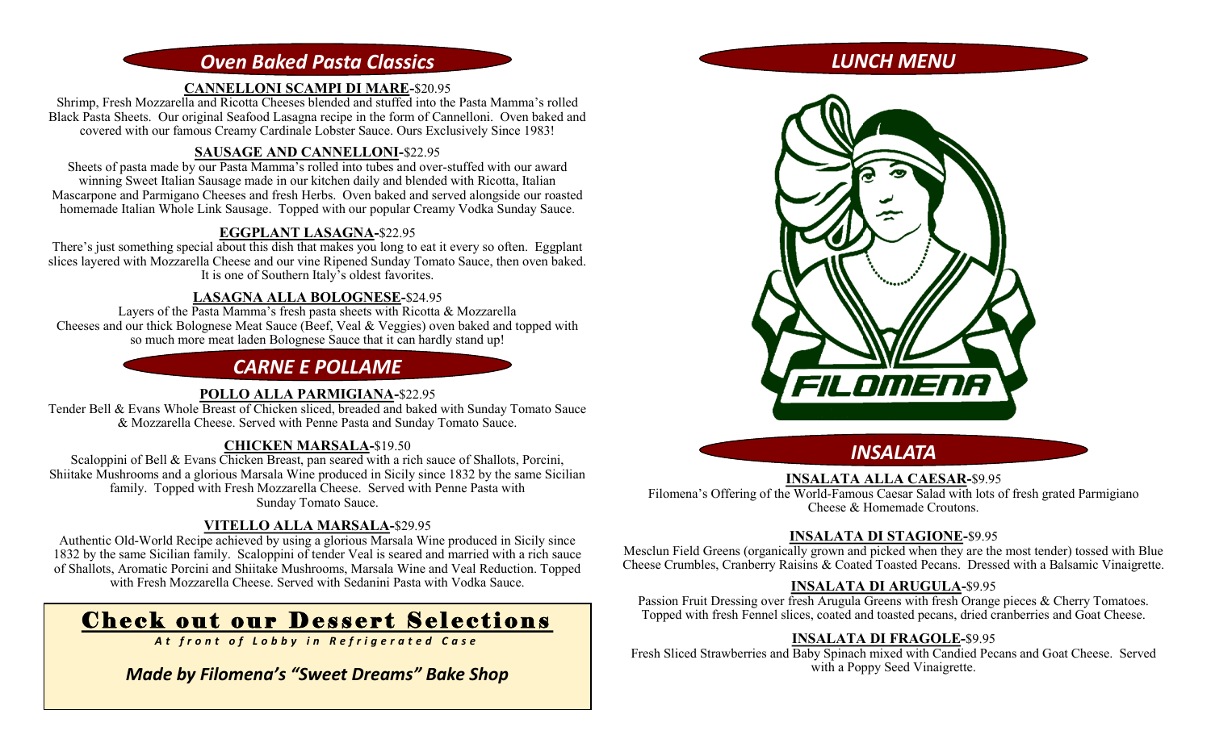## *Oven Baked Pasta Classics*

### CANNELLONI SCAMPI DI MARE-$20.95

Shrimp, Fresh Mozzarella and Ricotta Cheeses blended and stuffed into the Pasta Mamma's rolled Black Pasta Sheets. Our original Seafood Lasagna recipe in the form of Cannelloni. Oven baked and covered with our famous Creamy Cardinale Lobster Sauce. Ours Exclusively Since 1983!

### SAUSAGE AND CANNELLONI-$22.95

Sheets of pasta made by our Pasta Mamma's rolled into tubes and over-stuffed with our award winning Sweet Italian Sausage made in our kitchen daily and blended with Ricotta, Italian Mascarpone and Parmigano Cheeses and fresh Herbs. Oven baked and served alongside our roasted homemade Italian Whole Link Sausage. Topped with our popular Creamy Vodka Sunday Sauce.

### EGGPLANT LASAGNA-$22.95

There's just something special about this dish that makes you long to eat it every so often. Eggplant slices layered with Mozzarella Cheese and our vine Ripened Sunday Tomato Sauce, then oven baked. It is one of Southern Italy's oldest favorites.

### LASAGNA ALLA BOLOGNESE-$24.95

Layers of the Pasta Mamma's fresh pasta sheets with Ricotta & Mozzarella Cheeses and our thick Bolognese Meat Sauce (Beef, Veal & Veggies) oven baked and topped with so much more meat laden Bolognese Sauce that it can hardly stand up!

## *CARNE E POLLAME*

### POLLO ALLA PARMIGIANA-$22.95

Tender Bell & Evans Whole Breast of Chicken sliced, breaded and baked with Sunday Tomato Sauce & Mozzarella Cheese. Served with Penne Pasta and Sunday Tomato Sauce.

### CHICKEN MARSALA-$19.50

Scaloppini of Bell & Evans Chicken Breast, pan seared with a rich sauce of Shallots, Porcini, Shiitake Mushrooms and a glorious Marsala Wine produced in Sicily since 1832 by the same Sicilian family. Topped with Fresh Mozzarella Cheese. Served with Penne Pasta with Sunday Tomato Sauce.

### VITELLO ALLA MARSALA-$29.95

Authentic Old-World Recipe achieved by using a glorious Marsala Wine produced in Sicily since 1832 by the same Sicilian family. Scaloppini of tender Veal is seared and married with a rich sauce of Shallots, Aromatic Porcini and Shiitake Mushrooms, Marsala Wine and Veal Reduction. Topped with Fresh Mozzarella Cheese. Served with Sedanini Pasta with Vodka Sauce.

## Check out our Dessert Selections

*At front of Lobby in Refrigerated Case*

*Made by Filomena's "Sweet Dreams" Bake Shop*

## *LUNCH MENU*

FILOMENA

## *INSALATA*

### INSALATA ALLA CAESAR-$9.95

Filomena's Offering of the World-Famous Caesar Salad with lots of fresh grated Parmigiano Cheese & Homemade Croutons.

### INSALATA DI STAGIONE-$9.95

Mesclun Field Greens (organically grown and picked when they are the most tender) tossed with Blue Cheese Crumbles, Cranberry Raisins & Coated Toasted Pecans. Dressed with a Balsamic Vinaigrette.

### INSALATA DI ARUGULA-$9.95

Passion Fruit Dressing over fresh Arugula Greens with fresh Orange pieces & Cherry Tomatoes. Topped with fresh Fennel slices, coated and toasted pecans, dried cranberries and Goat Cheese.

### INSALATA DI FRAGOLE-$9.95

Fresh Sliced Strawberries and Baby Spinach mixed with Candied Pecans and Goat Cheese. Served with a Poppy Seed Vinaigrette.